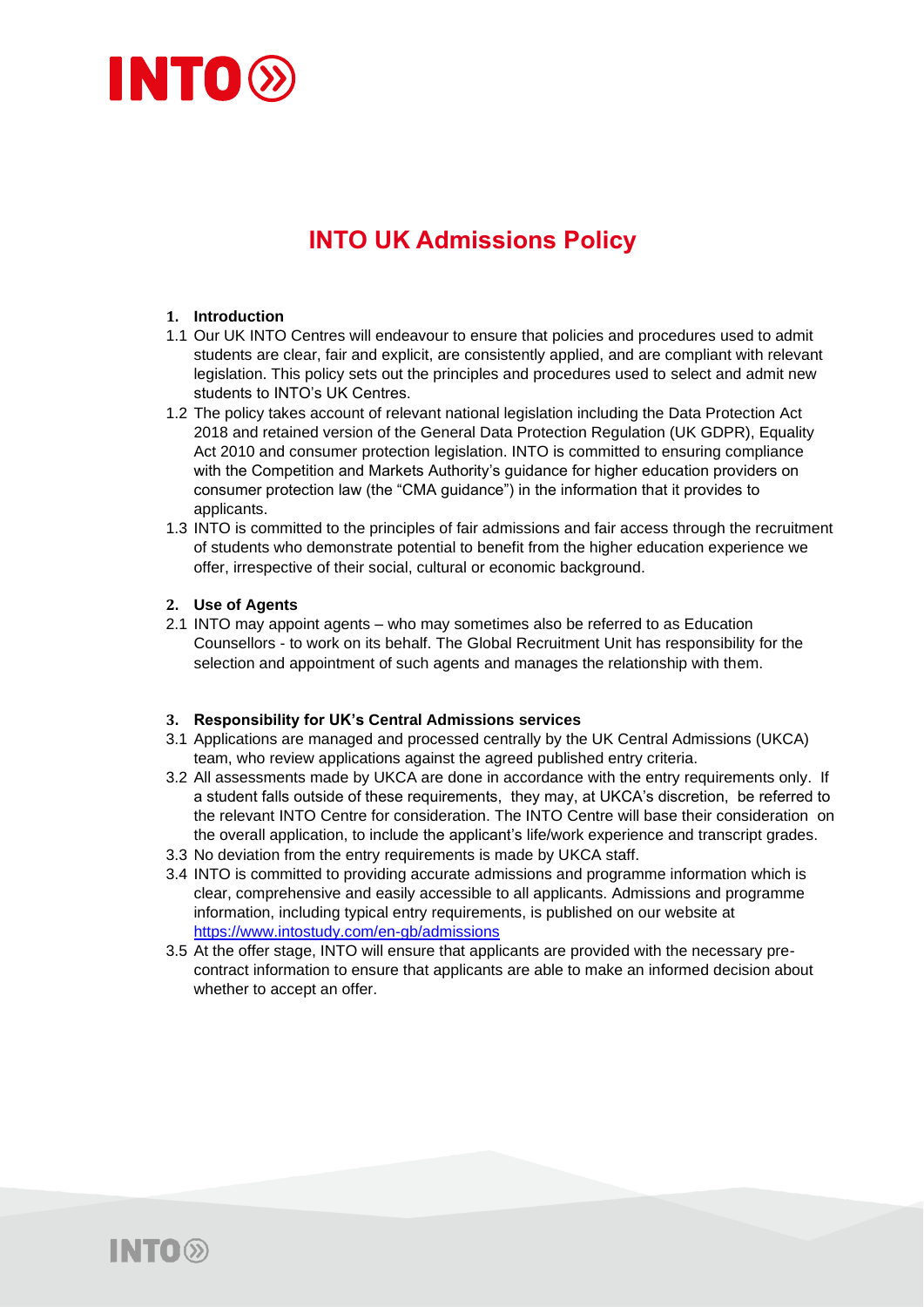# INTO UK Admissions Policy

## 1. Introduction

1.1 Our UK INTO Centres will endeavour to ensure that policies and procedures used to admit students are clear, fair and explicit, are consistently applied, and are compliant with relevant legislation. This policy sets out the principles and procedures used to select and admit new students to INTO's UK Centres.

1.2 The policy takes account of relevant national legislation including the Data Protection Act 2018 and retained version of the General Data Protection Regulation (UK GDPR), Equality Act 2010 and consumer protection legislation. INTO is committed to ensuring compliance with the Competition and Markets Authority's guidance for higher education providers on consumer protection law (the "CMA guidance") in the information that it provides to applicants.

1.3 INTO is committed to the principles of fair admissions and fair access through the recruitment of students who demonstrate potential to benefit from the higher education experience we offer, irrespective of their social, cultural or economic background.

## 2. Use of Agents

2.1 INTO may appoint agents – who may sometimes also be referred to as Education Counsellors - to work on its behalf. The Global Recruitment Unit has responsibility for the selection and appointment of such agents and manages the relationship with them.

## 3. Responsibility for UK's Central Admissions services

3.1 Applications are managed and processed centrally by the UK Central Admissions (UKCA) team, who review applications against the agreed published entry criteria.

3.2 All assessments made by UKCA are done in accordance with the entry requirements only. If a student falls outside of these requirements, they may, at UKCA's discretion, be referred to the relevant INTO Centre for consideration. The INTO Centre will base their consideration on the overall application, to include the applicant's life/work experience and transcript grades.

3.3 No deviation from the entry requirements is made by UKCA staff.

3.4 INTO is committed to providing accurate admissions and programme information which is clear, comprehensive and easily accessible to all applicants. Admissions and programme information, including typical entry requirements, is published on our website at https://www.intostudy.com/en-gb/admissions

3.5 At the offer stage, INTO will ensure that applicants are provided with the necessary pre-contract information to ensure that applicants are able to make an informed decision about whether to accept an offer.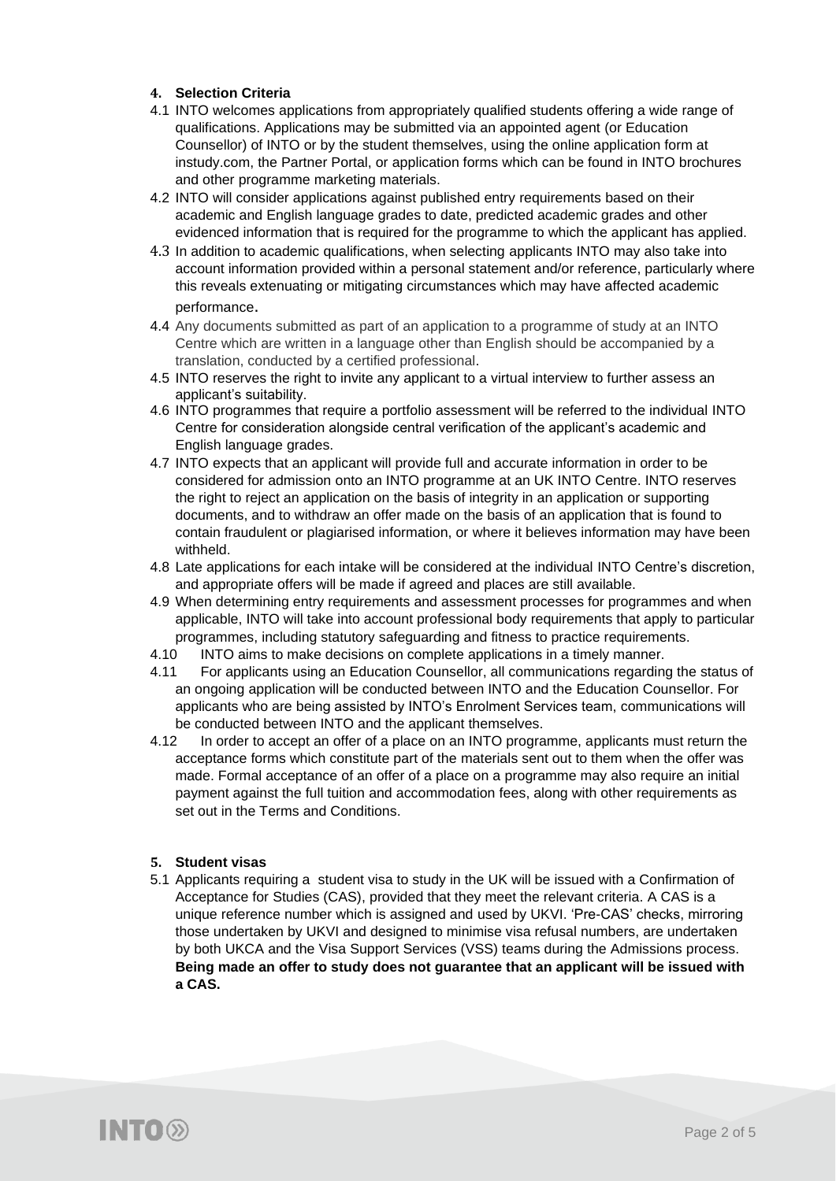## 4. Selection Criteria

4.1 INTO welcomes applications from appropriately qualified students offering a wide range of qualifications. Applications may be submitted via an appointed agent (or Education Counsellor) of INTO or by the student themselves, using the online application form at instudy.com, the Partner Portal, or application forms which can be found in INTO brochures and other programme marketing materials.

4.2 INTO will consider applications against published entry requirements based on their academic and English language grades to date, predicted academic grades and other evidenced information that is required for the programme to which the applicant has applied.

4.3 In addition to academic qualifications, when selecting applicants INTO may also take into account information provided within a personal statement and/or reference, particularly where this reveals extenuating or mitigating circumstances which may have affected academic performance.

4.4 Any documents submitted as part of an application to a programme of study at an INTO Centre which are written in a language other than English should be accompanied by a translation, conducted by a certified professional.

4.5 INTO reserves the right to invite any applicant to a virtual interview to further assess an applicant's suitability.

4.6 INTO programmes that require a portfolio assessment will be referred to the individual INTO Centre for consideration alongside central verification of the applicant's academic and English language grades.

4.7 INTO expects that an applicant will provide full and accurate information in order to be considered for admission onto an INTO programme at an UK INTO Centre. INTO reserves the right to reject an application on the basis of integrity in an application or supporting documents, and to withdraw an offer made on the basis of an application that is found to contain fraudulent or plagiarised information, or where it believes information may have been withheld.

4.8 Late applications for each intake will be considered at the individual INTO Centre's discretion, and appropriate offers will be made if agreed and places are still available.

4.9 When determining entry requirements and assessment processes for programmes and when applicable, INTO will take into account professional body requirements that apply to particular programmes, including statutory safeguarding and fitness to practice requirements.

4.10 INTO aims to make decisions on complete applications in a timely manner.

4.11 For applicants using an Education Counsellor, all communications regarding the status of an ongoing application will be conducted between INTO and the Education Counsellor. For applicants who are being assisted by INTO's Enrolment Services team, communications will be conducted between INTO and the applicant themselves.

4.12 In order to accept an offer of a place on an INTO programme, applicants must return the acceptance forms which constitute part of the materials sent out to them when the offer was made. Formal acceptance of an offer of a place on a programme may also require an initial payment against the full tuition and accommodation fees, along with other requirements as set out in the Terms and Conditions.

## 5. Student visas

5.1 Applicants requiring a student visa to study in the UK will be issued with a Confirmation of Acceptance for Studies (CAS), provided that they meet the relevant criteria. A CAS is a unique reference number which is assigned and used by UKVI. 'Pre-CAS' checks, mirroring those undertaken by UKVI and designed to minimise visa refusal numbers, are undertaken by both UKCA and the Visa Support Services (VSS) teams during the Admissions process. **Being made an offer to study does not guarantee that an applicant will be issued with a CAS.**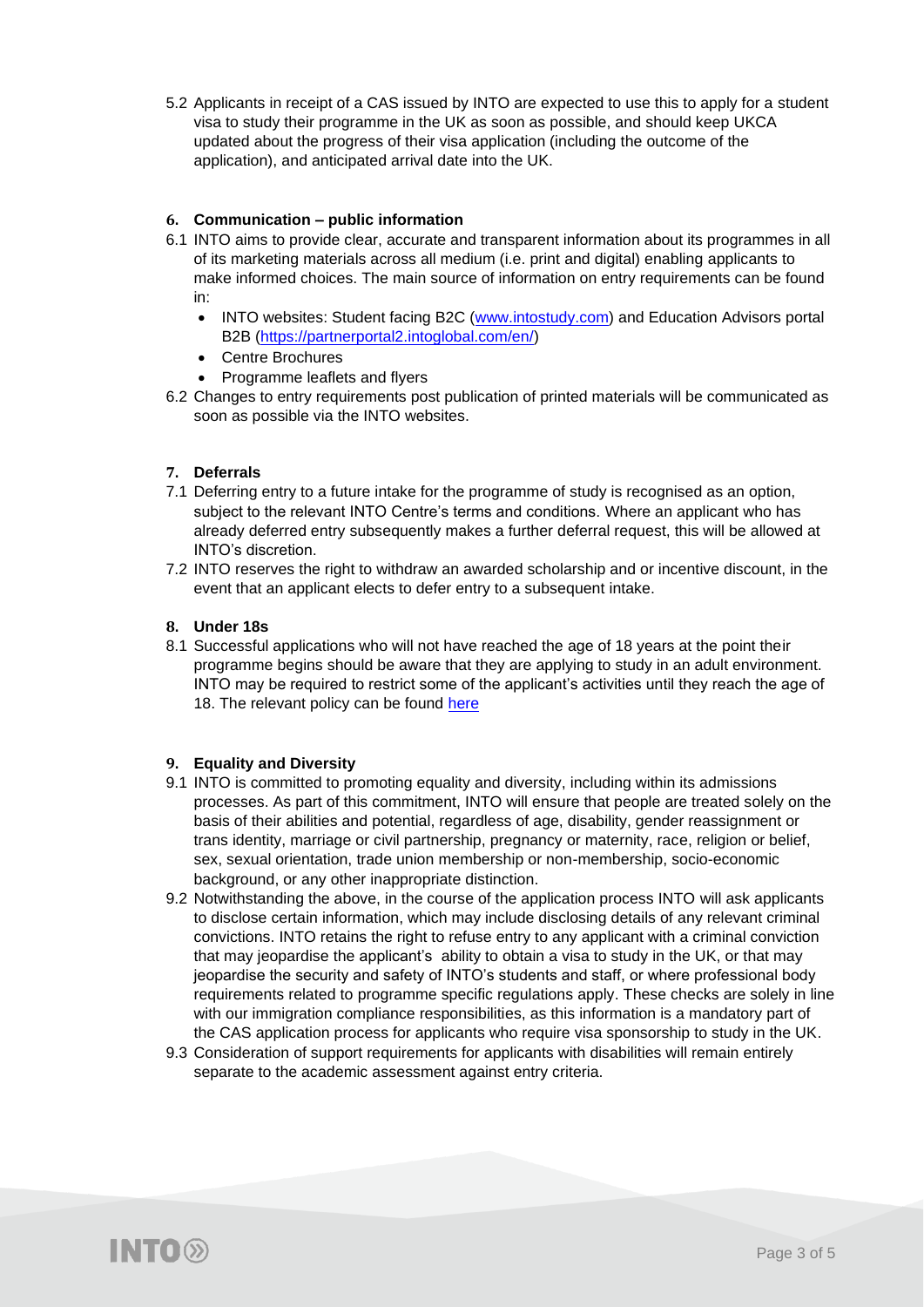5.2 Applicants in receipt of a CAS issued by INTO are expected to use this to apply for a student visa to study their programme in the UK as soon as possible, and should keep UKCA updated about the progress of their visa application (including the outcome of the application), and anticipated arrival date into the UK.

## 6. Communication – public information

6.1 INTO aims to provide clear, accurate and transparent information about its programmes in all of its marketing materials across all medium (i.e. print and digital) enabling applicants to make informed choices. The main source of information on entry requirements can be found in:

- INTO websites: Student facing B2C ([www.intostudy.com](www.intostudy.com)) and Education Advisors portal B2B ([https://partnerportal2.intoglobal.com/en/](https://partnerportal2.intoglobal.com/en/))
- Centre Brochures
- Programme leaflets and flyers

6.2 Changes to entry requirements post publication of printed materials will be communicated as soon as possible via the INTO websites.

## 7. Deferrals

7.1 Deferring entry to a future intake for the programme of study is recognised as an option, subject to the relevant INTO Centre's terms and conditions. Where an applicant who has already deferred entry subsequently makes a further deferral request, this will be allowed at INTO's discretion.

7.2 INTO reserves the right to withdraw an awarded scholarship and or incentive discount, in the event that an applicant elects to defer entry to a subsequent intake.

## 8. Under 18s

8.1 Successful applications who will not have reached the age of 18 years at the point their programme begins should be aware that they are applying to study in an adult environment. INTO may be required to restrict some of the applicant's activities until they reach the age of 18. The relevant policy can be found here

## 9. Equality and Diversity

9.1 INTO is committed to promoting equality and diversity, including within its admissions processes. As part of this commitment, INTO will ensure that people are treated solely on the basis of their abilities and potential, regardless of age, disability, gender reassignment or trans identity, marriage or civil partnership, pregnancy or maternity, race, religion or belief, sex, sexual orientation, trade union membership or non-membership, socio-economic background, or any other inappropriate distinction.

9.2 Notwithstanding the above, in the course of the application process INTO will ask applicants to disclose certain information, which may include disclosing details of any relevant criminal convictions. INTO retains the right to refuse entry to any applicant with a criminal conviction that may jeopardise the applicant's ability to obtain a visa to study in the UK, or that may jeopardise the security and safety of INTO's students and staff, or where professional body requirements related to programme specific regulations apply. These checks are solely in line with our immigration compliance responsibilities, as this information is a mandatory part of the CAS application process for applicants who require visa sponsorship to study in the UK.

9.3 Consideration of support requirements for applicants with disabilities will remain entirely separate to the academic assessment against entry criteria.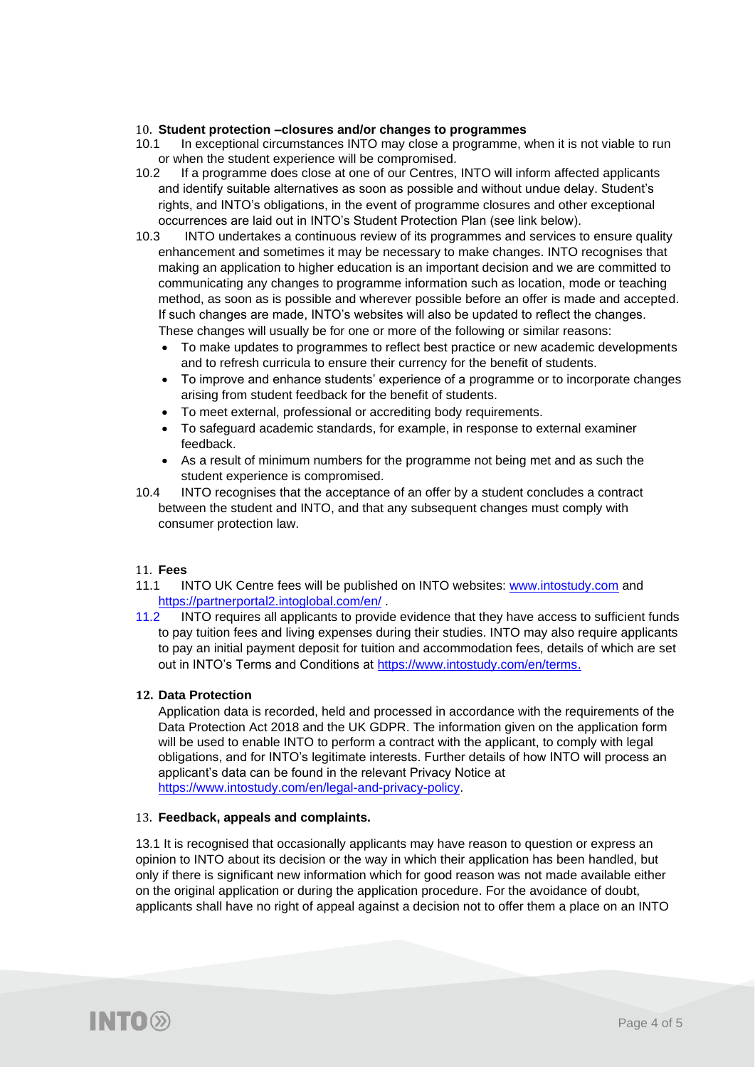## 10. Student protection –closures and/or changes to programmes

10.1 In exceptional circumstances INTO may close a programme, when it is not viable to run or when the student experience will be compromised.

10.2 If a programme does close at one of our Centres, INTO will inform affected applicants and identify suitable alternatives as soon as possible and without undue delay. Student's rights, and INTO's obligations, in the event of programme closures and other exceptional occurrences are laid out in INTO's Student Protection Plan (see link below).

10.3 INTO undertakes a continuous review of its programmes and services to ensure quality enhancement and sometimes it may be necessary to make changes. INTO recognises that making an application to higher education is an important decision and we are committed to communicating any changes to programme information such as location, mode or teaching method, as soon as is possible and wherever possible before an offer is made and accepted. If such changes are made, INTO's websites will also be updated to reflect the changes. These changes will usually be for one or more of the following or similar reasons:

- To make updates to programmes to reflect best practice or new academic developments and to refresh curricula to ensure their currency for the benefit of students.
- To improve and enhance students' experience of a programme or to incorporate changes arising from student feedback for the benefit of students.
- To meet external, professional or accrediting body requirements.
- To safeguard academic standards, for example, in response to external examiner feedback.
- As a result of minimum numbers for the programme not being met and as such the student experience is compromised.

10.4 INTO recognises that the acceptance of an offer by a student concludes a contract between the student and INTO, and that any subsequent changes must comply with consumer protection law.

## 11. Fees

11.1 INTO UK Centre fees will be published on INTO websites: www.intostudy.com and https://partnerportal2.intoglobal.com/en/ .

11.2 INTO requires all applicants to provide evidence that they have access to sufficient funds to pay tuition fees and living expenses during their studies. INTO may also require applicants to pay an initial payment deposit for tuition and accommodation fees, details of which are set out in INTO's Terms and Conditions at https://www.intostudy.com/en/terms.

## 12. Data Protection

Application data is recorded, held and processed in accordance with the requirements of the Data Protection Act 2018 and the UK GDPR. The information given on the application form will be used to enable INTO to perform a contract with the applicant, to comply with legal obligations, and for INTO's legitimate interests. Further details of how INTO will process an applicant's data can be found in the relevant Privacy Notice at https://www.intostudy.com/en/legal-and-privacy-policy.

## 13. Feedback, appeals and complaints.

13.1 It is recognised that occasionally applicants may have reason to question or express an opinion to INTO about its decision or the way in which their application has been handled, but only if there is significant new information which for good reason was not made available either on the original application or during the application procedure. For the avoidance of doubt, applicants shall have no right of appeal against a decision not to offer them a place on an INTO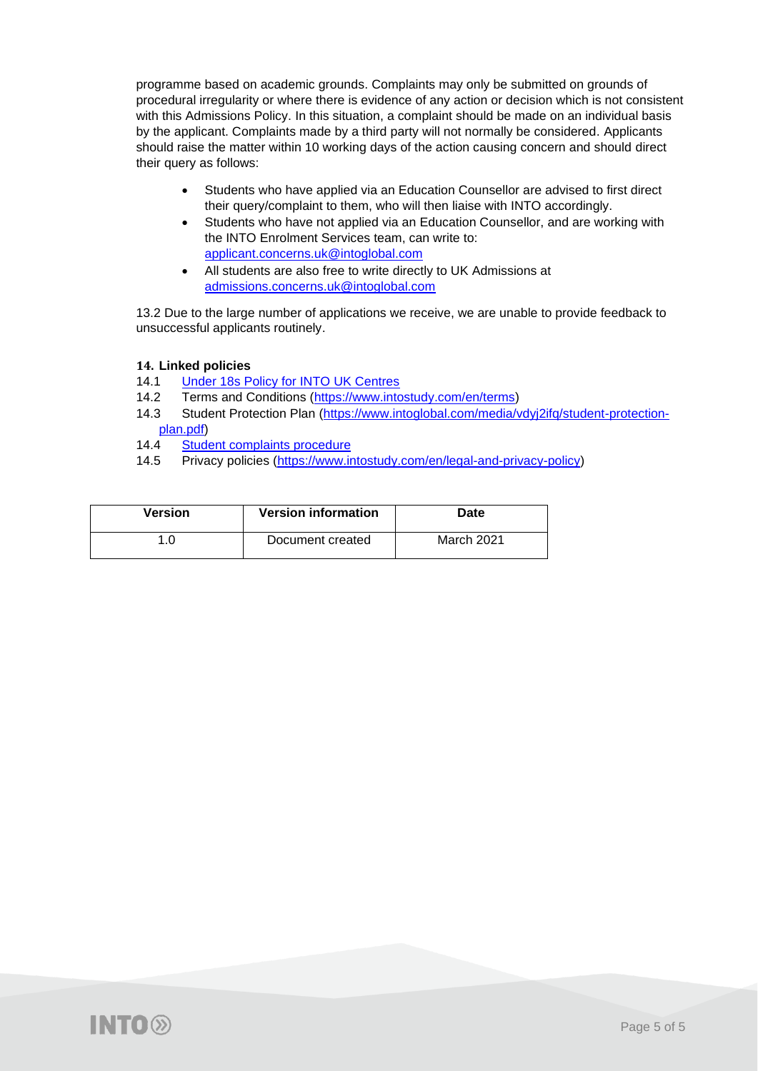programme based on academic grounds. Complaints may only be submitted on grounds of procedural irregularity or where there is evidence of any action or decision which is not consistent with this Admissions Policy. In this situation, a complaint should be made on an individual basis by the applicant. Complaints made by a third party will not normally be considered. Applicants should raise the matter within 10 working days of the action causing concern and should direct their query as follows:

- Students who have applied via an Education Counsellor are advised to first direct their query/complaint to them, who will then liaise with INTO accordingly.
- Students who have not applied via an Education Counsellor, and are working with the INTO Enrolment Services team, can write to: applicant.concerns.uk@intoglobal.com
- All students are also free to write directly to UK Admissions at admissions.concerns.uk@intoglobal.com

13.2 Due to the large number of applications we receive, we are unable to provide feedback to unsuccessful applicants routinely.

### 14. Linked policies

14.1 Under 18s Policy for INTO UK Centres

14.2 Terms and Conditions (https://www.intostudy.com/en/terms)

14.3 Student Protection Plan (https://www.intoglobal.com/media/vdyj2ifq/student-protection-plan.pdf)

14.4 Student complaints procedure

14.5 Privacy policies (https://www.intostudy.com/en/legal-and-privacy-policy)

| Version | Version information | Date |
|---|---|---|
| 1.0 | Document created | March 2021 |